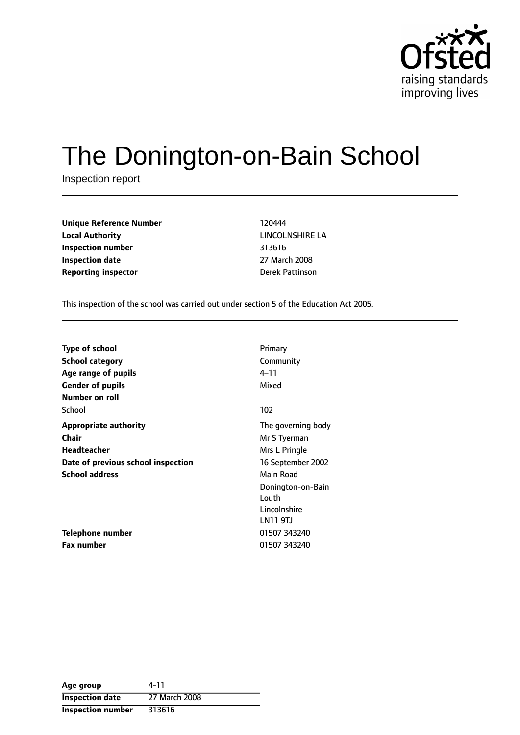# The Donington-on-Bain School

Inspection report

| | |
|---|---|
| **Unique Reference Number** | 120444 |
| **Local Authority** | LINCOLNSHIRE LA |
| **Inspection number** | 313616 |
| **Inspection date** | 27 March 2008 |
| **Reporting inspector** | Derek Pattinson |

This inspection of the school was carried out under section 5 of the Education Act 2005.

| | |
|---|---|
| **Type of school** | Primary |
| **School category** | Community |
| **Age range of pupils** | 4–11 |
| **Gender of pupils** | Mixed |
| **Number on roll** | |
| School | 102 |
| **Appropriate authority** | The governing body |
| **Chair** | Mr S Tyerman |
| **Headteacher** | Mrs L Pringle |
| **Date of previous school inspection** | 16 September 2002 |
| **School address** | Main Road<br>Donington-on-Bain<br>Louth<br>Lincolnshire<br>LN11 9TJ |
| **Telephone number** | 01507 343240 |
| **Fax number** | 01507 343240 |

| | |
|---|---|
| **Age group** | 4-11 |
| **Inspection date** | 27 March 2008 |
| **Inspection number** | 313616 |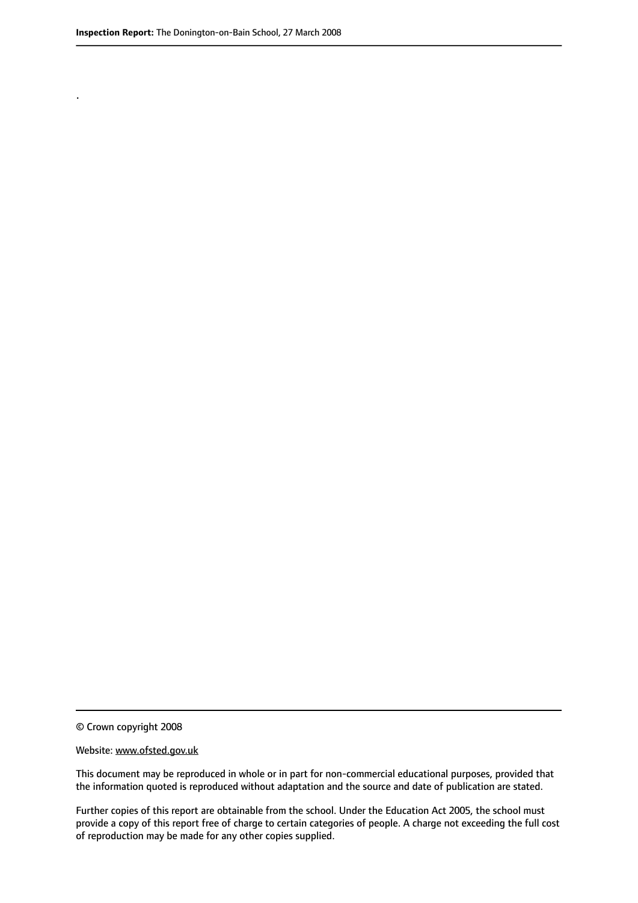.

© Crown copyright 2008

Website: www.ofsted.gov.uk

This document may be reproduced in whole or in part for non-commercial educational purposes, provided that the information quoted is reproduced without adaptation and the source and date of publication are stated.

Further copies of this report are obtainable from the school. Under the Education Act 2005, the school must provide a copy of this report free of charge to certain categories of people. A charge not exceeding the full cost of reproduction may be made for any other copies supplied.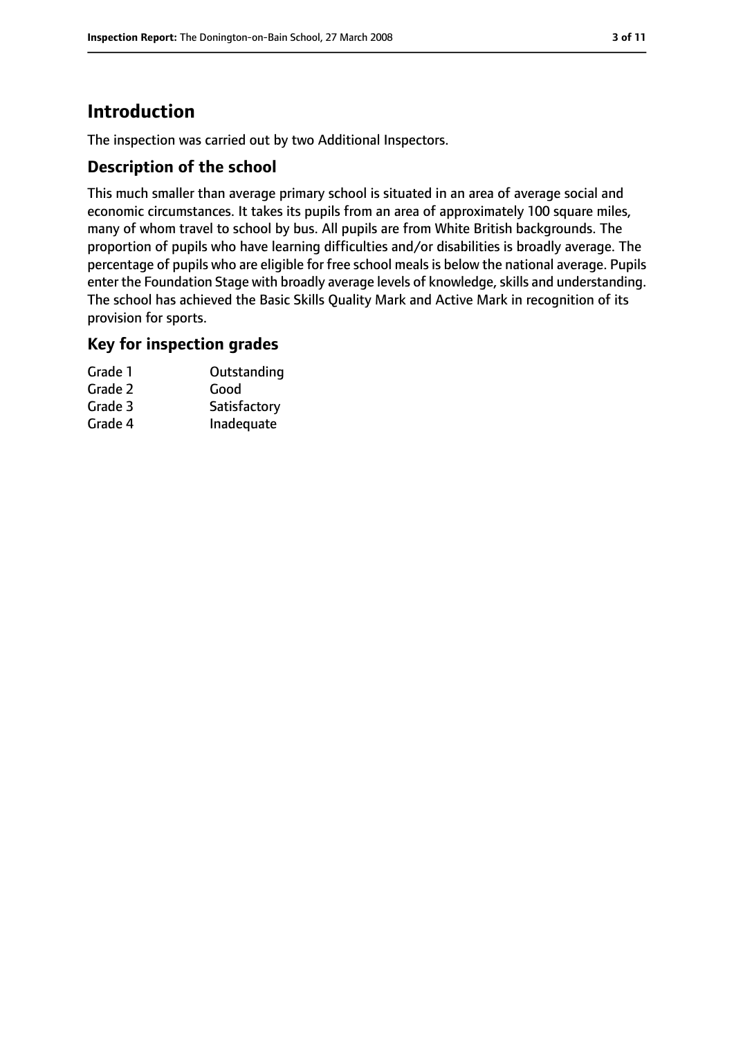# Introduction

The inspection was carried out by two Additional Inspectors.

## Description of the school

This much smaller than average primary school is situated in an area of average social and economic circumstances. It takes its pupils from an area of approximately 100 square miles, many of whom travel to school by bus. All pupils are from White British backgrounds. The proportion of pupils who have learning difficulties and/or disabilities is broadly average. The percentage of pupils who are eligible for free school meals is below the national average. Pupils enter the Foundation Stage with broadly average levels of knowledge, skills and understanding. The school has achieved the Basic Skills Quality Mark and Active Mark in recognition of its provision for sports.

## Key for inspection grades

| | |
|---|---|
| Grade 1 | Outstanding |
| Grade 2 | Good |
| Grade 3 | Satisfactory |
| Grade 4 | Inadequate |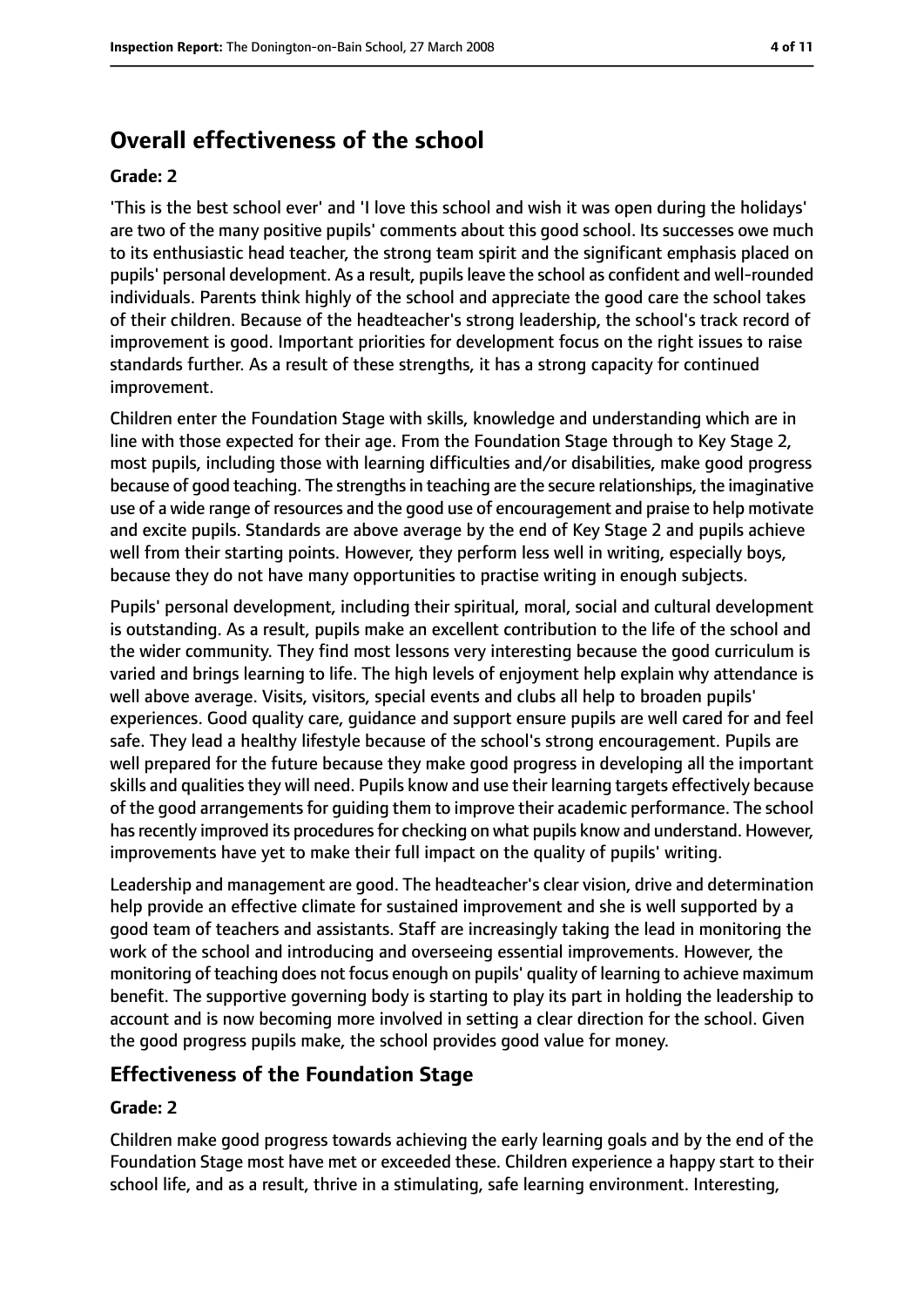## Overall effectiveness of the school

**Grade: 2**

'This is the best school ever' and 'I love this school and wish it was open during the holidays' are two of the many positive pupils' comments about this good school. Its successes owe much to its enthusiastic head teacher, the strong team spirit and the significant emphasis placed on pupils' personal development. As a result, pupils leave the school as confident and well-rounded individuals. Parents think highly of the school and appreciate the good care the school takes of their children. Because of the headteacher's strong leadership, the school's track record of improvement is good. Important priorities for development focus on the right issues to raise standards further. As a result of these strengths, it has a strong capacity for continued improvement.

Children enter the Foundation Stage with skills, knowledge and understanding which are in line with those expected for their age. From the Foundation Stage through to Key Stage 2, most pupils, including those with learning difficulties and/or disabilities, make good progress because of good teaching. The strengths in teaching are the secure relationships, the imaginative use of a wide range of resources and the good use of encouragement and praise to help motivate and excite pupils. Standards are above average by the end of Key Stage 2 and pupils achieve well from their starting points. However, they perform less well in writing, especially boys, because they do not have many opportunities to practise writing in enough subjects.

Pupils' personal development, including their spiritual, moral, social and cultural development is outstanding. As a result, pupils make an excellent contribution to the life of the school and the wider community. They find most lessons very interesting because the good curriculum is varied and brings learning to life. The high levels of enjoyment help explain why attendance is well above average. Visits, visitors, special events and clubs all help to broaden pupils' experiences. Good quality care, guidance and support ensure pupils are well cared for and feel safe. They lead a healthy lifestyle because of the school's strong encouragement. Pupils are well prepared for the future because they make good progress in developing all the important skills and qualities they will need. Pupils know and use their learning targets effectively because of the good arrangements for guiding them to improve their academic performance. The school has recently improved its procedures for checking on what pupils know and understand. However, improvements have yet to make their full impact on the quality of pupils' writing.

Leadership and management are good. The headteacher's clear vision, drive and determination help provide an effective climate for sustained improvement and she is well supported by a good team of teachers and assistants. Staff are increasingly taking the lead in monitoring the work of the school and introducing and overseeing essential improvements. However, the monitoring of teaching does not focus enough on pupils' quality of learning to achieve maximum benefit. The supportive governing body is starting to play its part in holding the leadership to account and is now becoming more involved in setting a clear direction for the school. Given the good progress pupils make, the school provides good value for money.

## Effectiveness of the Foundation Stage

**Grade: 2**

Children make good progress towards achieving the early learning goals and by the end of the Foundation Stage most have met or exceeded these. Children experience a happy start to their school life, and as a result, thrive in a stimulating, safe learning environment. Interesting,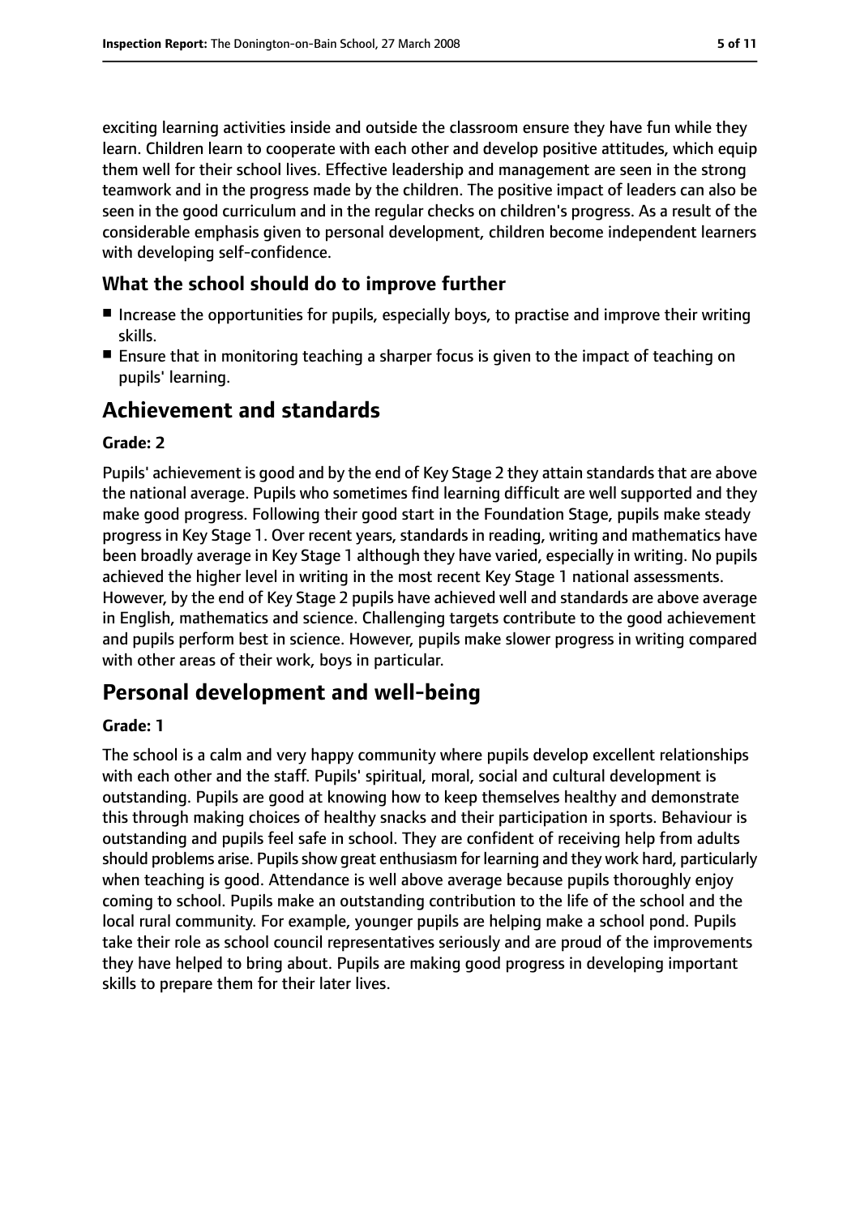exciting learning activities inside and outside the classroom ensure they have fun while they learn. Children learn to cooperate with each other and develop positive attitudes, which equip them well for their school lives. Effective leadership and management are seen in the strong teamwork and in the progress made by the children. The positive impact of leaders can also be seen in the good curriculum and in the regular checks on children's progress. As a result of the considerable emphasis given to personal development, children become independent learners with developing self-confidence.

### What the school should do to improve further

- Increase the opportunities for pupils, especially boys, to practise and improve their writing skills.
- Ensure that in monitoring teaching a sharper focus is given to the impact of teaching on pupils' learning.

## Achievement and standards

#### Grade: 2

Pupils' achievement is good and by the end of Key Stage 2 they attain standards that are above the national average. Pupils who sometimes find learning difficult are well supported and they make good progress. Following their good start in the Foundation Stage, pupils make steady progress in Key Stage 1. Over recent years, standards in reading, writing and mathematics have been broadly average in Key Stage 1 although they have varied, especially in writing. No pupils achieved the higher level in writing in the most recent Key Stage 1 national assessments. However, by the end of Key Stage 2 pupils have achieved well and standards are above average in English, mathematics and science. Challenging targets contribute to the good achievement and pupils perform best in science. However, pupils make slower progress in writing compared with other areas of their work, boys in particular.

## Personal development and well-being

#### Grade: 1

The school is a calm and very happy community where pupils develop excellent relationships with each other and the staff. Pupils' spiritual, moral, social and cultural development is outstanding. Pupils are good at knowing how to keep themselves healthy and demonstrate this through making choices of healthy snacks and their participation in sports. Behaviour is outstanding and pupils feel safe in school. They are confident of receiving help from adults should problems arise. Pupils show great enthusiasm for learning and they work hard, particularly when teaching is good. Attendance is well above average because pupils thoroughly enjoy coming to school. Pupils make an outstanding contribution to the life of the school and the local rural community. For example, younger pupils are helping make a school pond. Pupils take their role as school council representatives seriously and are proud of the improvements they have helped to bring about. Pupils are making good progress in developing important skills to prepare them for their later lives.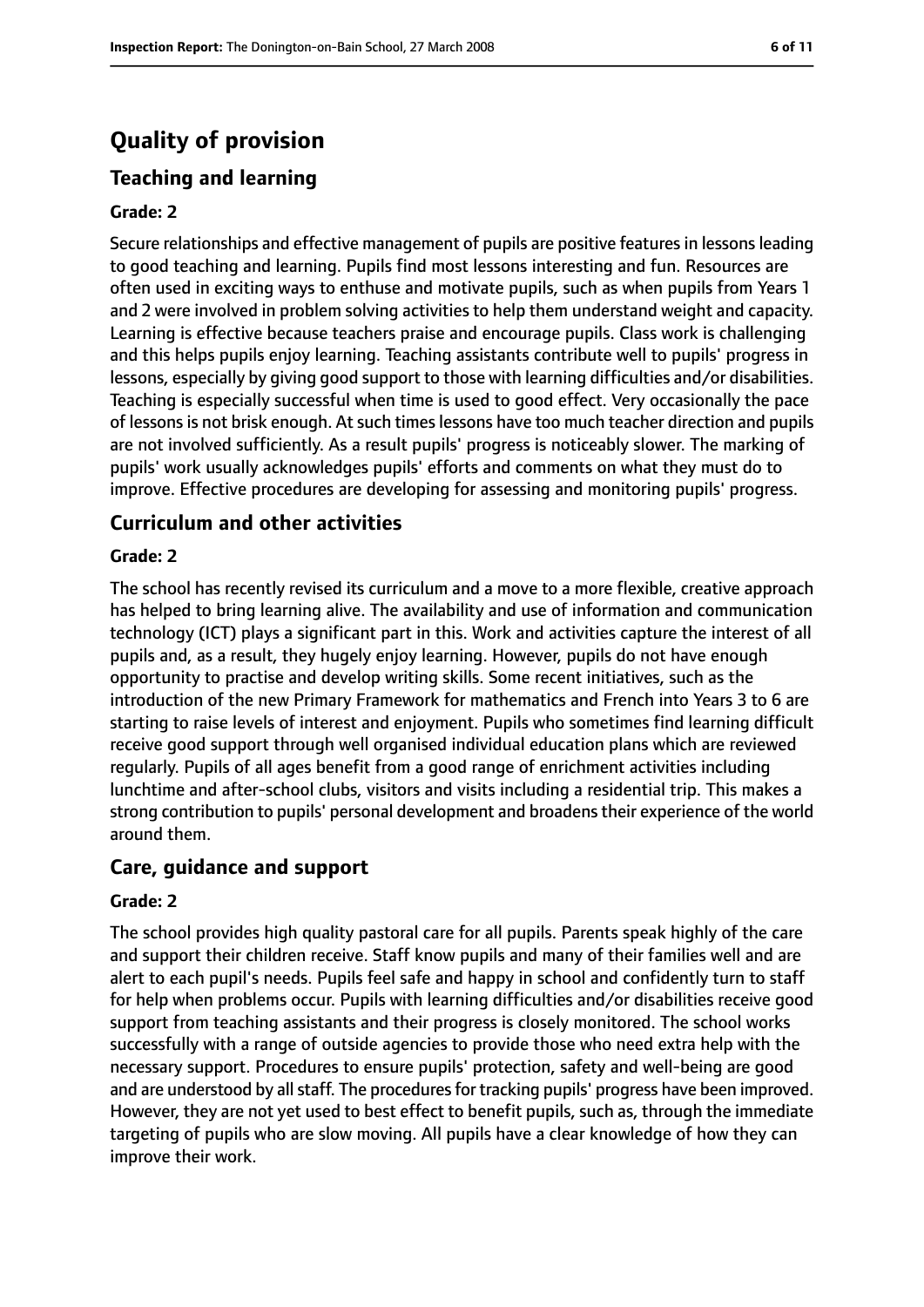# Quality of provision

## Teaching and learning

### Grade: 2

Secure relationships and effective management of pupils are positive features in lessons leading to good teaching and learning. Pupils find most lessons interesting and fun. Resources are often used in exciting ways to enthuse and motivate pupils, such as when pupils from Years 1 and 2 were involved in problem solving activities to help them understand weight and capacity. Learning is effective because teachers praise and encourage pupils. Class work is challenging and this helps pupils enjoy learning. Teaching assistants contribute well to pupils' progress in lessons, especially by giving good support to those with learning difficulties and/or disabilities. Teaching is especially successful when time is used to good effect. Very occasionally the pace of lessons is not brisk enough. At such times lessons have too much teacher direction and pupils are not involved sufficiently. As a result pupils' progress is noticeably slower. The marking of pupils' work usually acknowledges pupils' efforts and comments on what they must do to improve. Effective procedures are developing for assessing and monitoring pupils' progress.

## Curriculum and other activities

### Grade: 2

The school has recently revised its curriculum and a move to a more flexible, creative approach has helped to bring learning alive. The availability and use of information and communication technology (ICT) plays a significant part in this. Work and activities capture the interest of all pupils and, as a result, they hugely enjoy learning. However, pupils do not have enough opportunity to practise and develop writing skills. Some recent initiatives, such as the introduction of the new Primary Framework for mathematics and French into Years 3 to 6 are starting to raise levels of interest and enjoyment. Pupils who sometimes find learning difficult receive good support through well organised individual education plans which are reviewed regularly. Pupils of all ages benefit from a good range of enrichment activities including lunchtime and after-school clubs, visitors and visits including a residential trip. This makes a strong contribution to pupils' personal development and broadens their experience of the world around them.

## Care, guidance and support

### Grade: 2

The school provides high quality pastoral care for all pupils. Parents speak highly of the care and support their children receive. Staff know pupils and many of their families well and are alert to each pupil's needs. Pupils feel safe and happy in school and confidently turn to staff for help when problems occur. Pupils with learning difficulties and/or disabilities receive good support from teaching assistants and their progress is closely monitored. The school works successfully with a range of outside agencies to provide those who need extra help with the necessary support. Procedures to ensure pupils' protection, safety and well-being are good and are understood by all staff. The procedures for tracking pupils' progress have been improved. However, they are not yet used to best effect to benefit pupils, such as, through the immediate targeting of pupils who are slow moving. All pupils have a clear knowledge of how they can improve their work.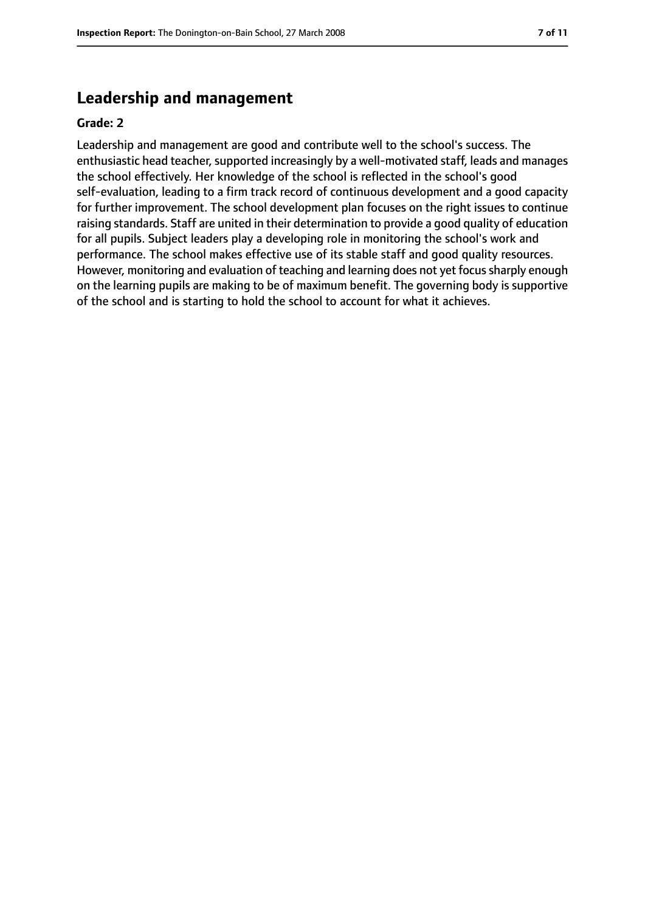## Leadership and management

**Grade: 2**

Leadership and management are good and contribute well to the school's success. The enthusiastic head teacher, supported increasingly by a well-motivated staff, leads and manages the school effectively. Her knowledge of the school is reflected in the school's good self-evaluation, leading to a firm track record of continuous development and a good capacity for further improvement. The school development plan focuses on the right issues to continue raising standards. Staff are united in their determination to provide a good quality of education for all pupils. Subject leaders play a developing role in monitoring the school's work and performance. The school makes effective use of its stable staff and good quality resources. However, monitoring and evaluation of teaching and learning does not yet focus sharply enough on the learning pupils are making to be of maximum benefit. The governing body is supportive of the school and is starting to hold the school to account for what it achieves.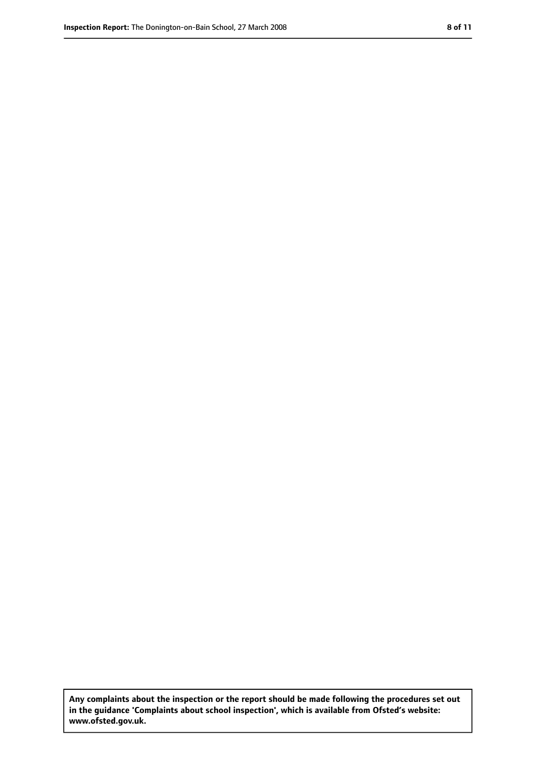**Any complaints about the inspection or the report should be made following the procedures set out in the guidance 'Complaints about school inspection', which is available from Ofsted's website: www.ofsted.gov.uk.**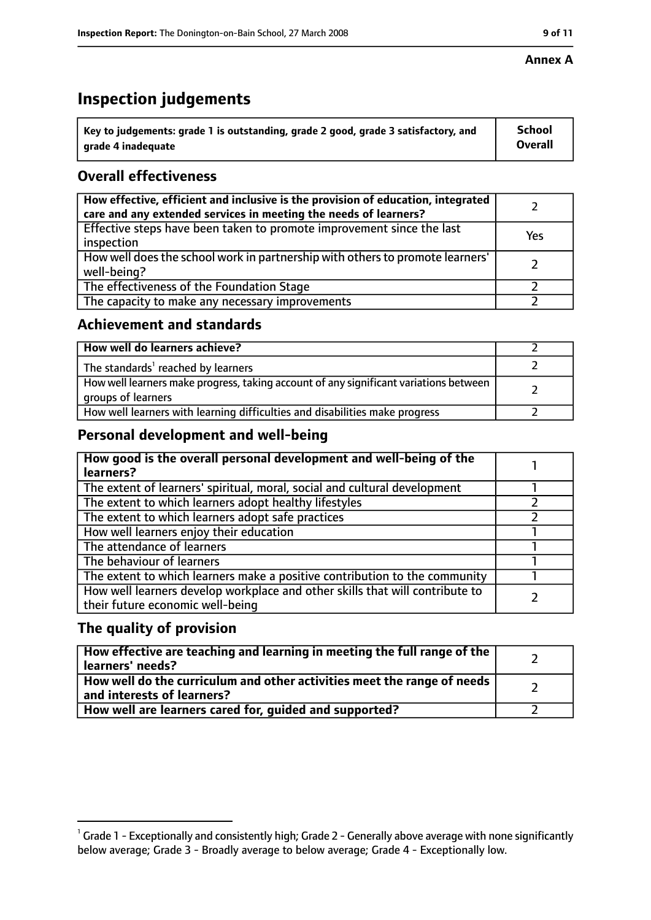**Annex A**

# Inspection judgements

| Key to judgements: grade 1 is outstanding, grade 2 good, grade 3 satisfactory, and grade 4 inadequate | School Overall |
|---|---|

## Overall effectiveness

| | |
|---|---|
| How effective, efficient and inclusive is the provision of education, integrated care and any extended services in meeting the needs of learners? | 2 |
| Effective steps have been taken to promote improvement since the last inspection | Yes |
| How well does the school work in partnership with others to promote learners' well-being? | 2 |
| The effectiveness of the Foundation Stage | 2 |
| The capacity to make any necessary improvements | 2 |

## Achievement and standards

| | |
|---|---|
| How well do learners achieve? | 2 |
| The standards[1] reached by learners | 2 |
| How well learners make progress, taking account of any significant variations between groups of learners | 2 |
| How well learners with learning difficulties and disabilities make progress | 2 |

## Personal development and well-being

| | |
|---|---|
| How good is the overall personal development and well-being of the learners? | 1 |
| The extent of learners' spiritual, moral, social and cultural development | 1 |
| The extent to which learners adopt healthy lifestyles | 2 |
| The extent to which learners adopt safe practices | 2 |
| How well learners enjoy their education | 1 |
| The attendance of learners | 1 |
| The behaviour of learners | 1 |
| The extent to which learners make a positive contribution to the community | 1 |
| How well learners develop workplace and other skills that will contribute to their future economic well-being | 2 |

## The quality of provision

| | |
|---|---|
| How effective are teaching and learning in meeting the full range of the learners' needs? | 2 |
| How well do the curriculum and other activities meet the range of needs and interests of learners? | 2 |
| How well are learners cared for, guided and supported? | 2 |

[1] Grade 1 - Exceptionally and consistently high; Grade 2 - Generally above average with none significantly below average; Grade 3 - Broadly average to below average; Grade 4 - Exceptionally low.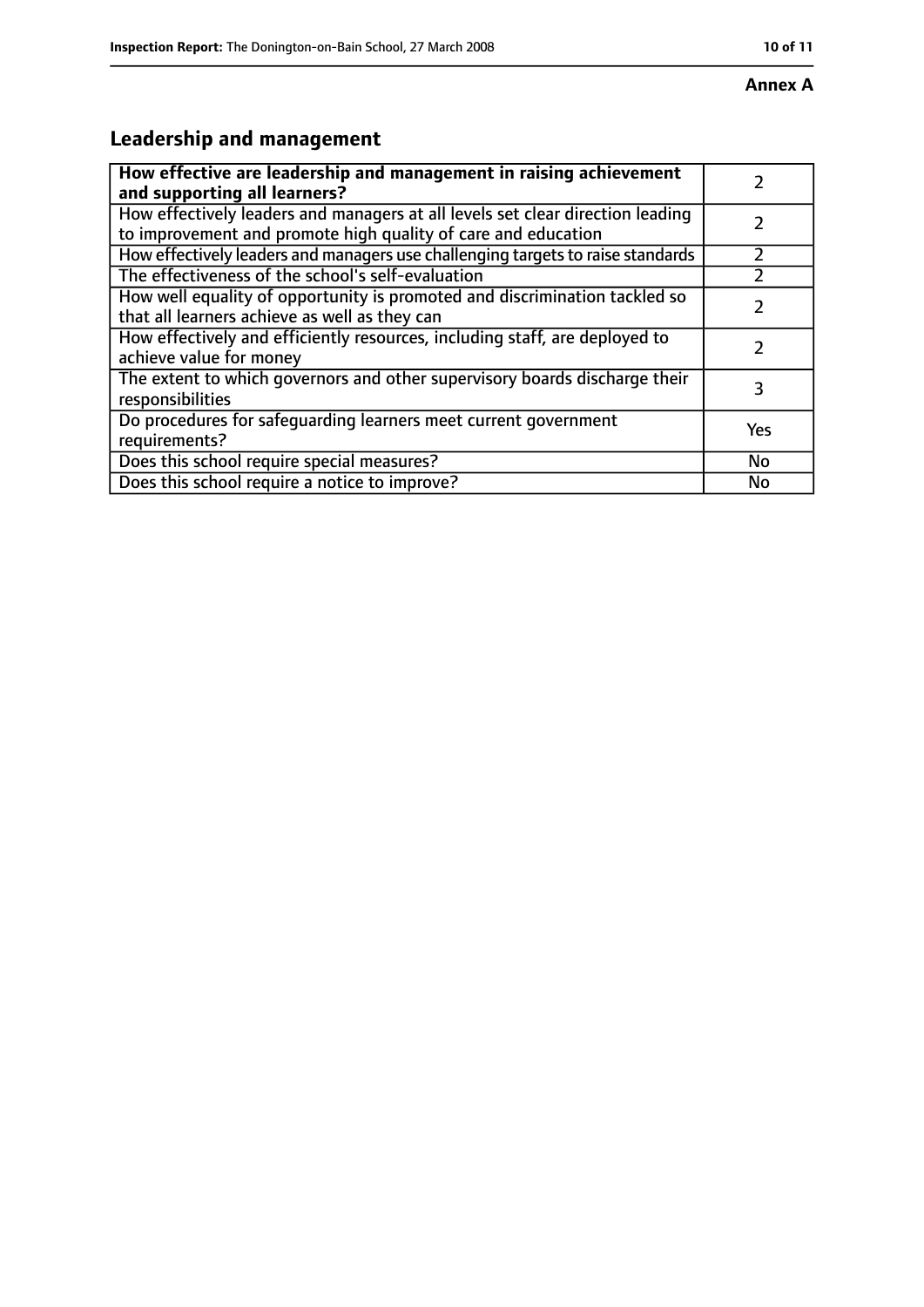**Annex A**

## Leadership and management

| How effective are leadership and management in raising achievement and supporting all learners? | 2 |
| --- | --- |
| How effectively leaders and managers at all levels set clear direction leading to improvement and promote high quality of care and education | 2 |
| How effectively leaders and managers use challenging targets to raise standards | 2 |
| The effectiveness of the school's self-evaluation | 2 |
| How well equality of opportunity is promoted and discrimination tackled so that all learners achieve as well as they can | 2 |
| How effectively and efficiently resources, including staff, are deployed to achieve value for money | 2 |
| The extent to which governors and other supervisory boards discharge their responsibilities | 3 |
| Do procedures for safeguarding learners meet current government requirements? | Yes |
| Does this school require special measures? | No |
| Does this school require a notice to improve? | No |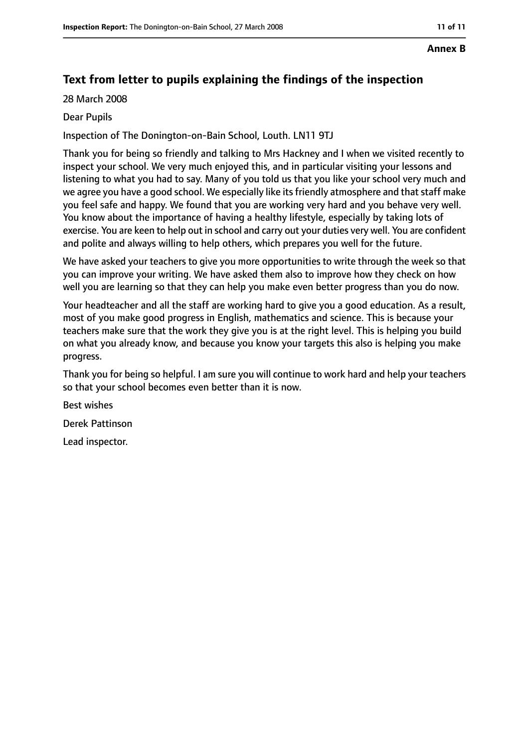**Annex B**

## Text from letter to pupils explaining the findings of the inspection

28 March 2008

Dear Pupils

Inspection of The Donington-on-Bain School, Louth. LN11 9TJ

Thank you for being so friendly and talking to Mrs Hackney and I when we visited recently to inspect your school. We very much enjoyed this, and in particular visiting your lessons and listening to what you had to say. Many of you told us that you like your school very much and we agree you have a good school. We especially like its friendly atmosphere and that staff make you feel safe and happy. We found that you are working very hard and you behave very well. You know about the importance of having a healthy lifestyle, especially by taking lots of exercise. You are keen to help out in school and carry out your duties very well. You are confident and polite and always willing to help others, which prepares you well for the future.

We have asked your teachers to give you more opportunities to write through the week so that you can improve your writing. We have asked them also to improve how they check on how well you are learning so that they can help you make even better progress than you do now.

Your headteacher and all the staff are working hard to give you a good education. As a result, most of you make good progress in English, mathematics and science. This is because your teachers make sure that the work they give you is at the right level. This is helping you build on what you already know, and because you know your targets this also is helping you make progress.

Thank you for being so helpful. I am sure you will continue to work hard and help your teachers so that your school becomes even better than it is now.

Best wishes

Derek Pattinson

Lead inspector.